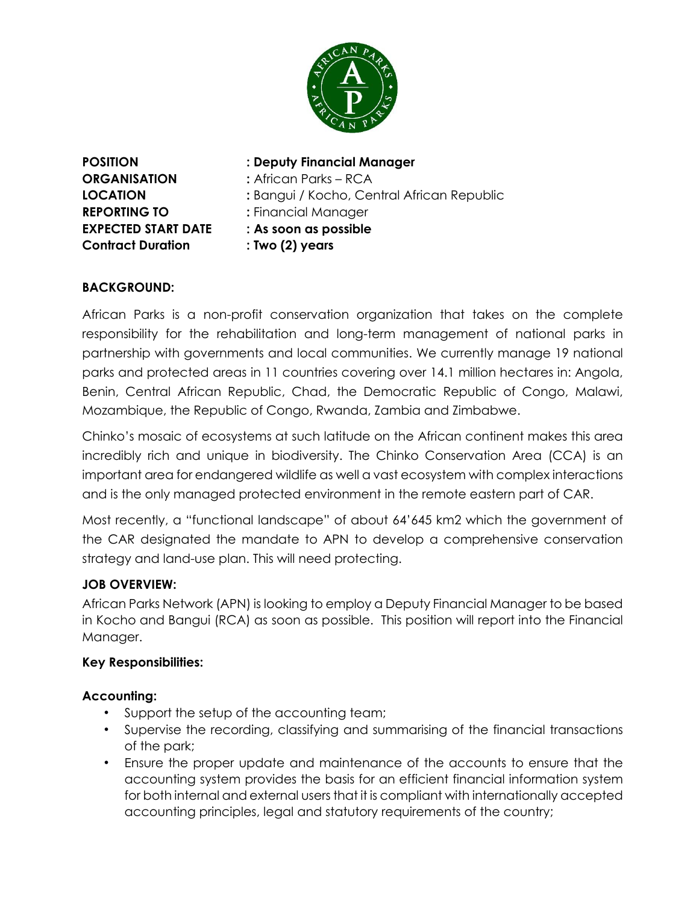**POSITION** : **Deputy Financial Manager**
**ORGANISATION** : African Parks – RCA
**LOCATION** : Bangui / Kocho, Central African Republic
**REPORTING TO** : Financial Manager
**EXPECTED START DATE** : **As soon as possible**
**Contract Duration** : **Two (2) years**

**BACKGROUND:**

African Parks is a non-profit conservation organization that takes on the complete responsibility for the rehabilitation and long-term management of national parks in partnership with governments and local communities. We currently manage 19 national parks and protected areas in 11 countries covering over 14.1 million hectares in: Angola, Benin, Central African Republic, Chad, the Democratic Republic of Congo, Malawi, Mozambique, the Republic of Congo, Rwanda, Zambia and Zimbabwe.

Chinko's mosaic of ecosystems at such latitude on the African continent makes this area incredibly rich and unique in biodiversity. The Chinko Conservation Area (CCA) is an important area for endangered wildlife as well a vast ecosystem with complex interactions and is the only managed protected environment in the remote eastern part of CAR.

Most recently, a "functional landscape" of about 64'645 km2 which the government of the CAR designated the mandate to APN to develop a comprehensive conservation strategy and land-use plan. This will need protecting.

**JOB OVERVIEW:**

African Parks Network (APN) is looking to employ a Deputy Financial Manager to be based in Kocho and Bangui (RCA) as soon as possible. This position will report into the Financial Manager.

**Key Responsibilities:**

**Accounting:**

- Support the setup of the accounting team;
- Supervise the recording, classifying and summarising of the financial transactions of the park;
- Ensure the proper update and maintenance of the accounts to ensure that the accounting system provides the basis for an efficient financial information system for both internal and external users that it is compliant with internationally accepted accounting principles, legal and statutory requirements of the country;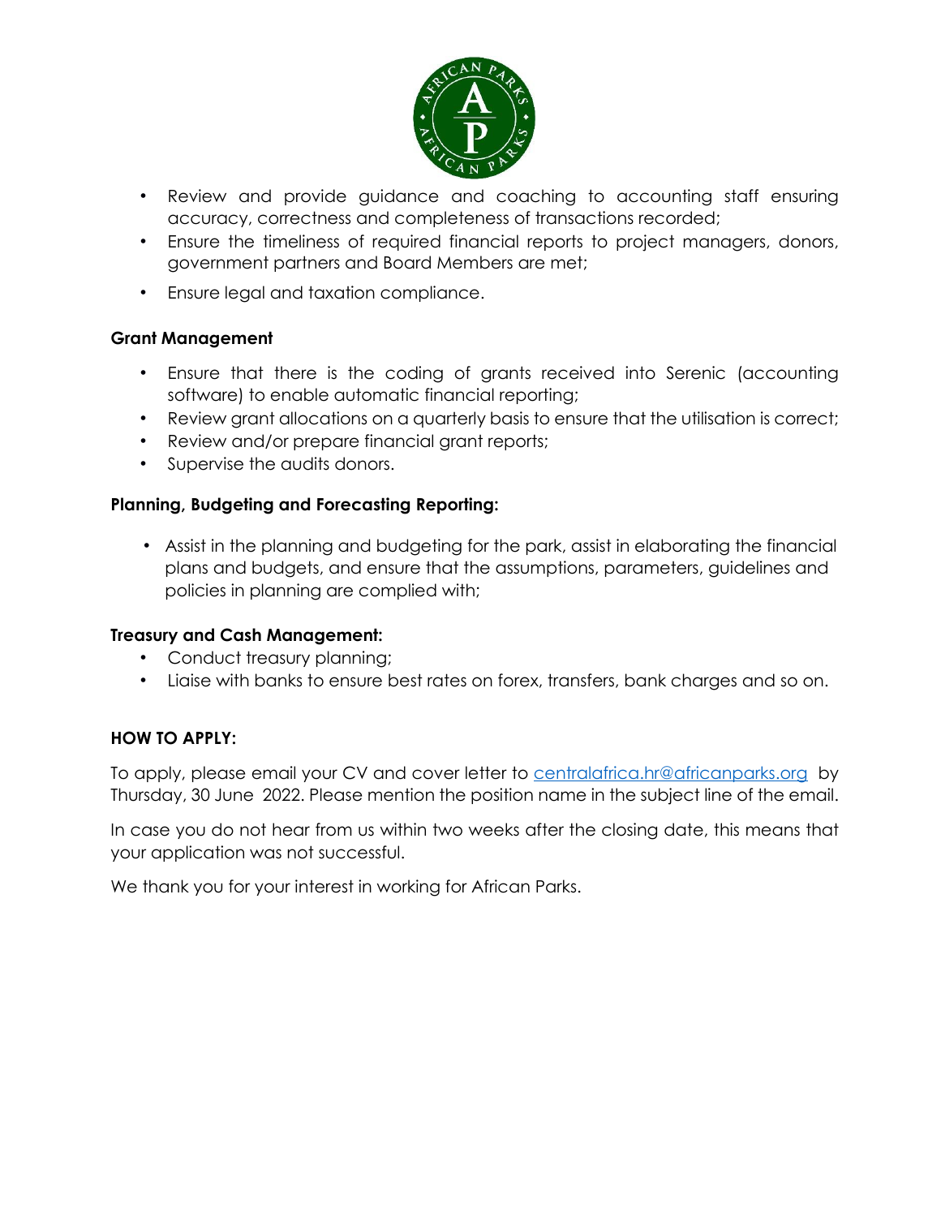- Review and provide guidance and coaching to accounting staff ensuring accuracy, correctness and completeness of transactions recorded;
- Ensure the timeliness of required financial reports to project managers, donors, government partners and Board Members are met;
- Ensure legal and taxation compliance.

**Grant Management**

- Ensure that there is the coding of grants received into Serenic (accounting software) to enable automatic financial reporting;
- Review grant allocations on a quarterly basis to ensure that the utilisation is correct;
- Review and/or prepare financial grant reports;
- Supervise the audits donors.

**Planning, Budgeting and Forecasting Reporting:**

- Assist in the planning and budgeting for the park, assist in elaborating the financial plans and budgets, and ensure that the assumptions, parameters, guidelines and policies in planning are complied with;

**Treasury and Cash Management:**

- Conduct treasury planning;
- Liaise with banks to ensure best rates on forex, transfers, bank charges and so on.

**HOW TO APPLY:**

To apply, please email your CV and cover letter to centralafrica.hr@africanparks.org by Thursday, 30 June 2022. Please mention the position name in the subject line of the email.

In case you do not hear from us within two weeks after the closing date, this means that your application was not successful.

We thank you for your interest in working for African Parks.